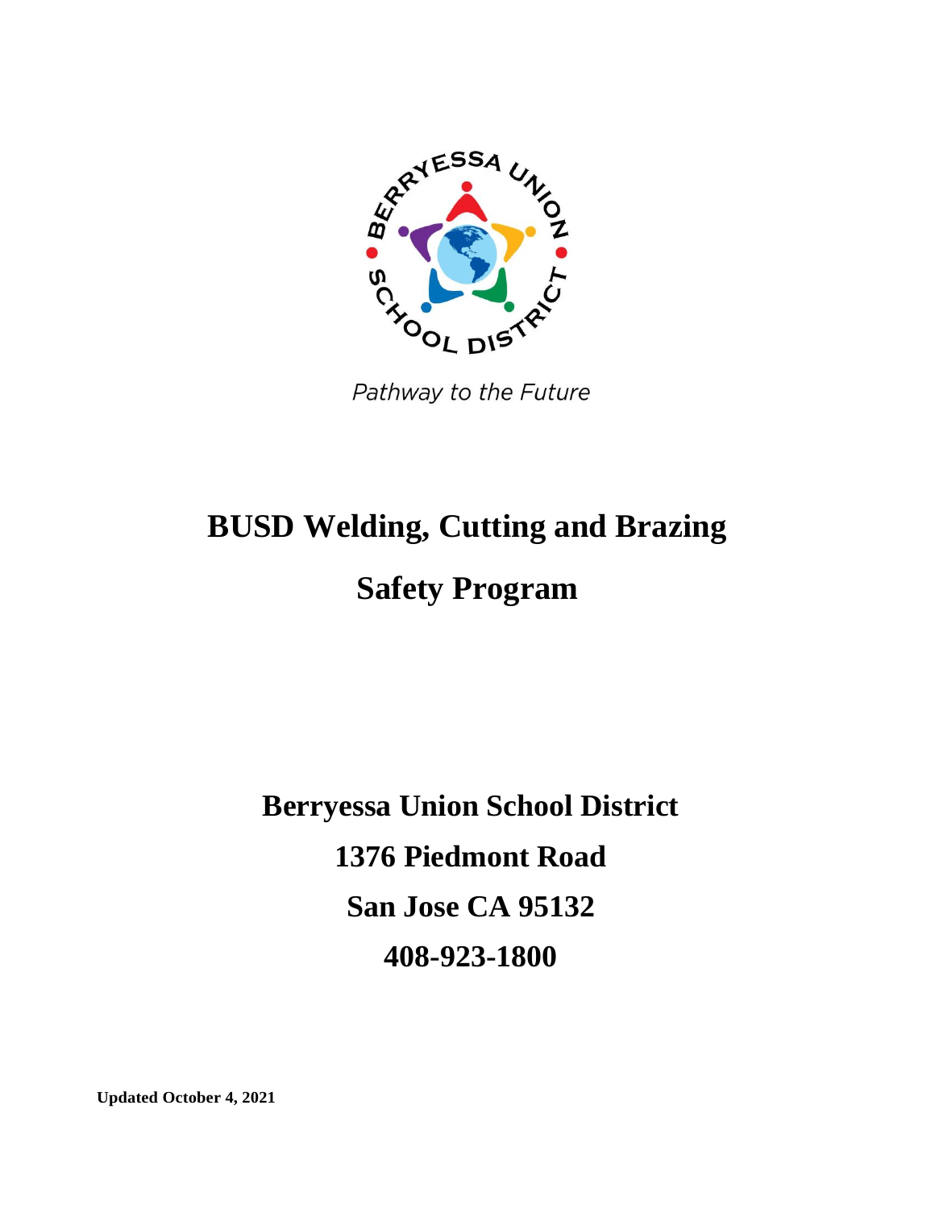BERRYESSA UNION SCHOOL DISTRICT

*Pathway to the Future*

# BUSD Welding, Cutting and Brazing Safety Program

**Berryessa Union School District**

**1376 Piedmont Road**

**San Jose CA 95132**

**408-923-1800**

**Updated October 4, 2021**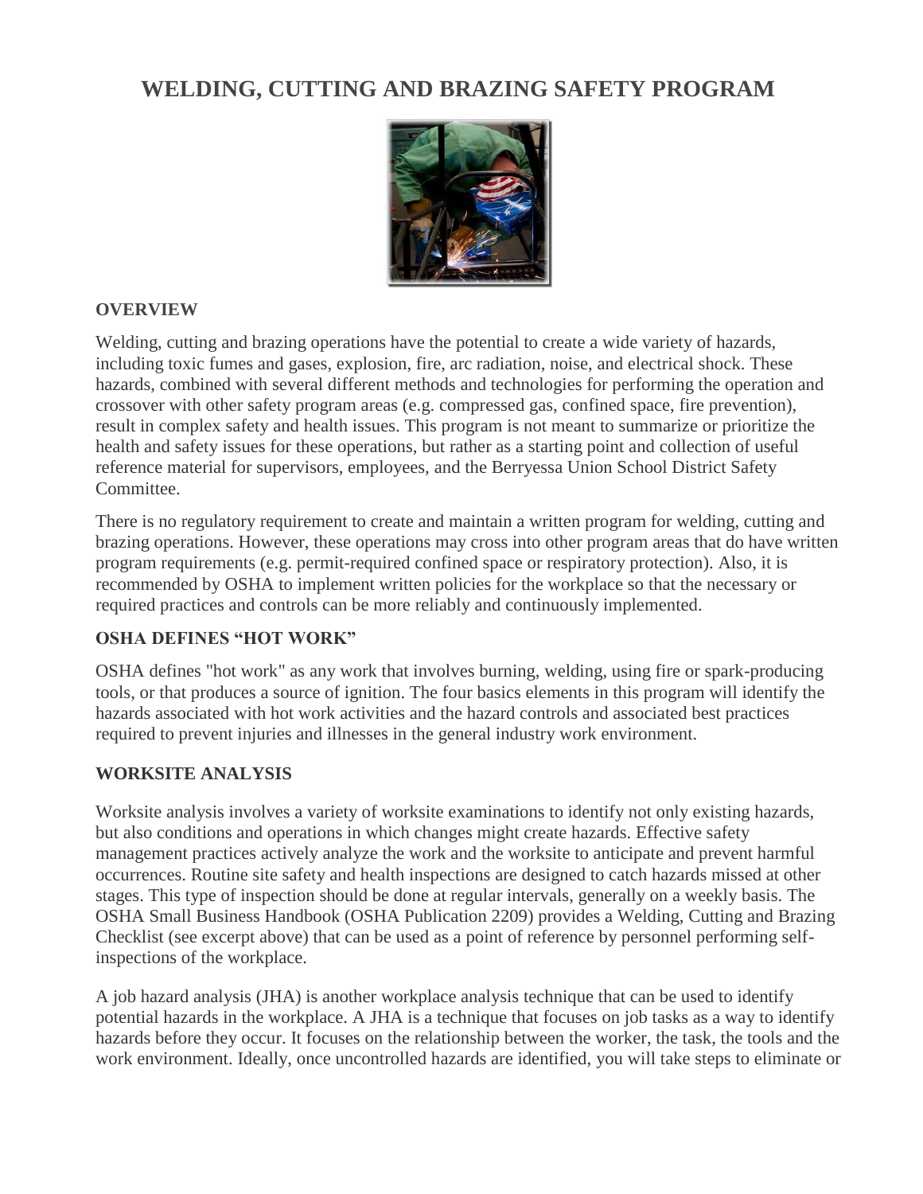# WELDING, CUTTING AND BRAZING SAFETY PROGRAM

## OVERVIEW

Welding, cutting and brazing operations have the potential to create a wide variety of hazards, including toxic fumes and gases, explosion, fire, arc radiation, noise, and electrical shock. These hazards, combined with several different methods and technologies for performing the operation and crossover with other safety program areas (e.g. compressed gas, confined space, fire prevention), result in complex safety and health issues. This program is not meant to summarize or prioritize the health and safety issues for these operations, but rather as a starting point and collection of useful reference material for supervisors, employees, and the Berryessa Union School District Safety Committee.

There is no regulatory requirement to create and maintain a written program for welding, cutting and brazing operations. However, these operations may cross into other program areas that do have written program requirements (e.g. permit-required confined space or respiratory protection). Also, it is recommended by OSHA to implement written policies for the workplace so that the necessary or required practices and controls can be more reliably and continuously implemented.

## OSHA DEFINES "HOT WORK"

OSHA defines "hot work" as any work that involves burning, welding, using fire or spark-producing tools, or that produces a source of ignition. The four basics elements in this program will identify the hazards associated with hot work activities and the hazard controls and associated best practices required to prevent injuries and illnesses in the general industry work environment.

## WORKSITE ANALYSIS

Worksite analysis involves a variety of worksite examinations to identify not only existing hazards, but also conditions and operations in which changes might create hazards. Effective safety management practices actively analyze the work and the worksite to anticipate and prevent harmful occurrences. Routine site safety and health inspections are designed to catch hazards missed at other stages. This type of inspection should be done at regular intervals, generally on a weekly basis. The OSHA Small Business Handbook (OSHA Publication 2209) provides a Welding, Cutting and Brazing Checklist (see excerpt above) that can be used as a point of reference by personnel performing self-inspections of the workplace.

A job hazard analysis (JHA) is another workplace analysis technique that can be used to identify potential hazards in the workplace. A JHA is a technique that focuses on job tasks as a way to identify hazards before they occur. It focuses on the relationship between the worker, the task, the tools and the work environment. Ideally, once uncontrolled hazards are identified, you will take steps to eliminate or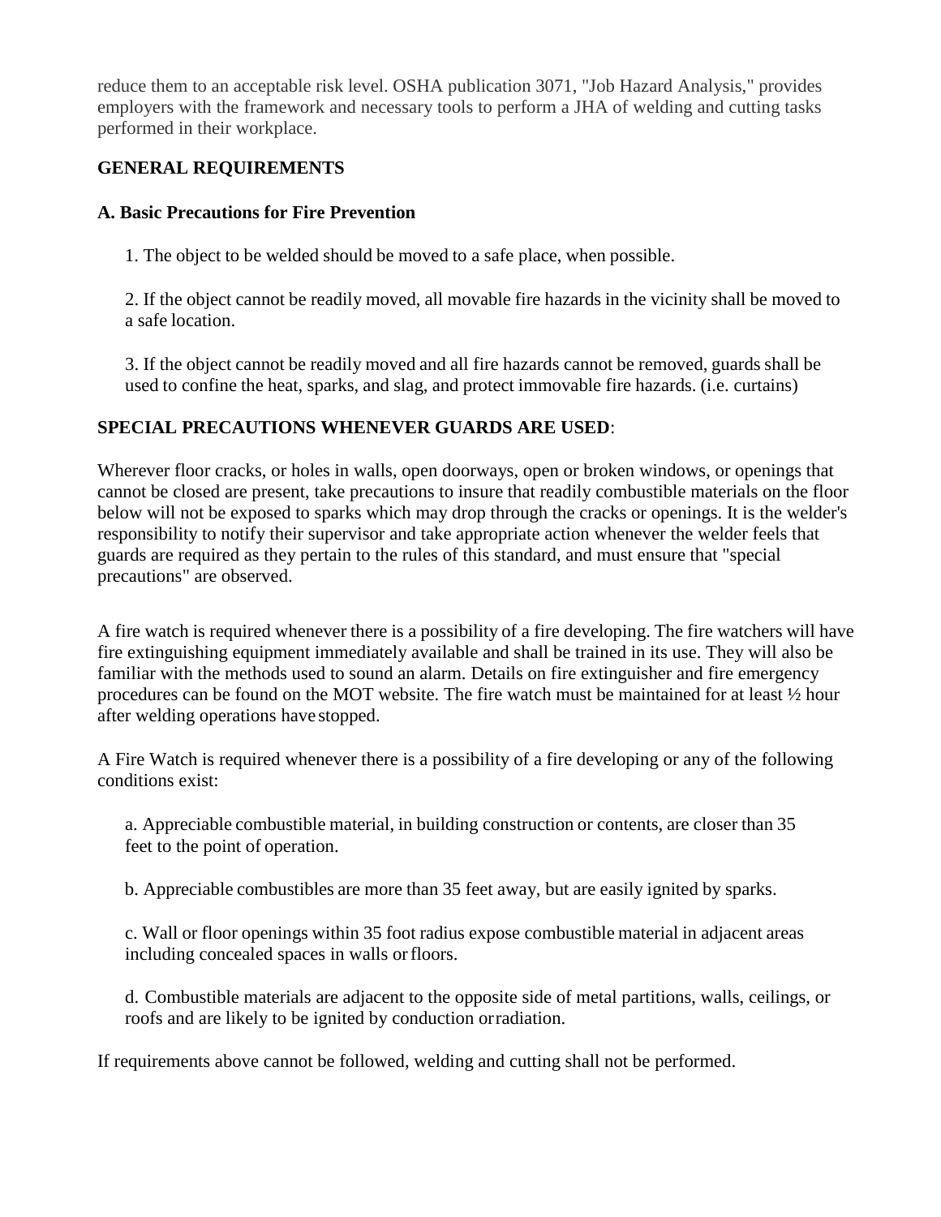reduce them to an acceptable risk level. OSHA publication 3071, "Job Hazard Analysis," provides employers with the framework and necessary tools to perform a JHA of welding and cutting tasks performed in their workplace.

## GENERAL REQUIREMENTS

### A. Basic Precautions for Fire Prevention

1. The object to be welded should be moved to a safe place, when possible.

2. If the object cannot be readily moved, all movable fire hazards in the vicinity shall be moved to a safe location.

3. If the object cannot be readily moved and all fire hazards cannot be removed, guards shall be used to confine the heat, sparks, and slag, and protect immovable fire hazards. (i.e. curtains)

### SPECIAL PRECAUTIONS WHENEVER GUARDS ARE USED:

Wherever floor cracks, or holes in walls, open doorways, open or broken windows, or openings that cannot be closed are present, take precautions to insure that readily combustible materials on the floor below will not be exposed to sparks which may drop through the cracks or openings. It is the welder's responsibility to notify their supervisor and take appropriate action whenever the welder feels that guards are required as they pertain to the rules of this standard, and must ensure that "special precautions" are observed.

A fire watch is required whenever there is a possibility of a fire developing. The fire watchers will have fire extinguishing equipment immediately available and shall be trained in its use. They will also be familiar with the methods used to sound an alarm. Details on fire extinguisher and fire emergency procedures can be found on the MOT website. The fire watch must be maintained for at least ½ hour after welding operations have stopped.

A Fire Watch is required whenever there is a possibility of a fire developing or any of the following conditions exist:

a. Appreciable combustible material, in building construction or contents, are closer than 35 feet to the point of operation.

b. Appreciable combustibles are more than 35 feet away, but are easily ignited by sparks.

c. Wall or floor openings within 35 foot radius expose combustible material in adjacent areas including concealed spaces in walls or floors.

d. Combustible materials are adjacent to the opposite side of metal partitions, walls, ceilings, or roofs and are likely to be ignited by conduction or radiation.

If requirements above cannot be followed, welding and cutting shall not be performed.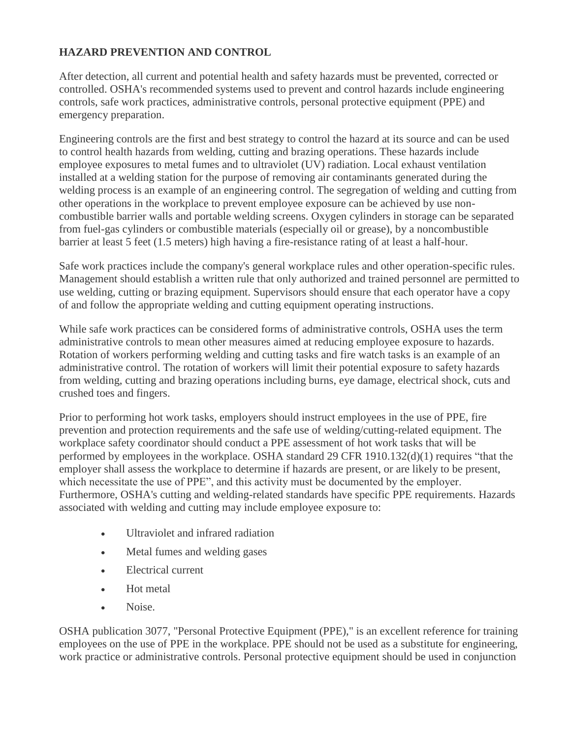## HAZARD PREVENTION AND CONTROL

After detection, all current and potential health and safety hazards must be prevented, corrected or controlled. OSHA's recommended systems used to prevent and control hazards include engineering controls, safe work practices, administrative controls, personal protective equipment (PPE) and emergency preparation.

Engineering controls are the first and best strategy to control the hazard at its source and can be used to control health hazards from welding, cutting and brazing operations. These hazards include employee exposures to metal fumes and to ultraviolet (UV) radiation. Local exhaust ventilation installed at a welding station for the purpose of removing air contaminants generated during the welding process is an example of an engineering control. The segregation of welding and cutting from other operations in the workplace to prevent employee exposure can be achieved by use non-combustible barrier walls and portable welding screens. Oxygen cylinders in storage can be separated from fuel-gas cylinders or combustible materials (especially oil or grease), by a noncombustible barrier at least 5 feet (1.5 meters) high having a fire-resistance rating of at least a half-hour.

Safe work practices include the company's general workplace rules and other operation-specific rules. Management should establish a written rule that only authorized and trained personnel are permitted to use welding, cutting or brazing equipment. Supervisors should ensure that each operator have a copy of and follow the appropriate welding and cutting equipment operating instructions.

While safe work practices can be considered forms of administrative controls, OSHA uses the term administrative controls to mean other measures aimed at reducing employee exposure to hazards. Rotation of workers performing welding and cutting tasks and fire watch tasks is an example of an administrative control. The rotation of workers will limit their potential exposure to safety hazards from welding, cutting and brazing operations including burns, eye damage, electrical shock, cuts and crushed toes and fingers.

Prior to performing hot work tasks, employers should instruct employees in the use of PPE, fire prevention and protection requirements and the safe use of welding/cutting-related equipment. The workplace safety coordinator should conduct a PPE assessment of hot work tasks that will be performed by employees in the workplace. OSHA standard 29 CFR 1910.132(d)(1) requires "that the employer shall assess the workplace to determine if hazards are present, or are likely to be present, which necessitate the use of PPE", and this activity must be documented by the employer. Furthermore, OSHA's cutting and welding-related standards have specific PPE requirements. Hazards associated with welding and cutting may include employee exposure to:

- Ultraviolet and infrared radiation
- Metal fumes and welding gases
- Electrical current
- Hot metal
- Noise.

OSHA publication 3077, "Personal Protective Equipment (PPE)," is an excellent reference for training employees on the use of PPE in the workplace. PPE should not be used as a substitute for engineering, work practice or administrative controls. Personal protective equipment should be used in conjunction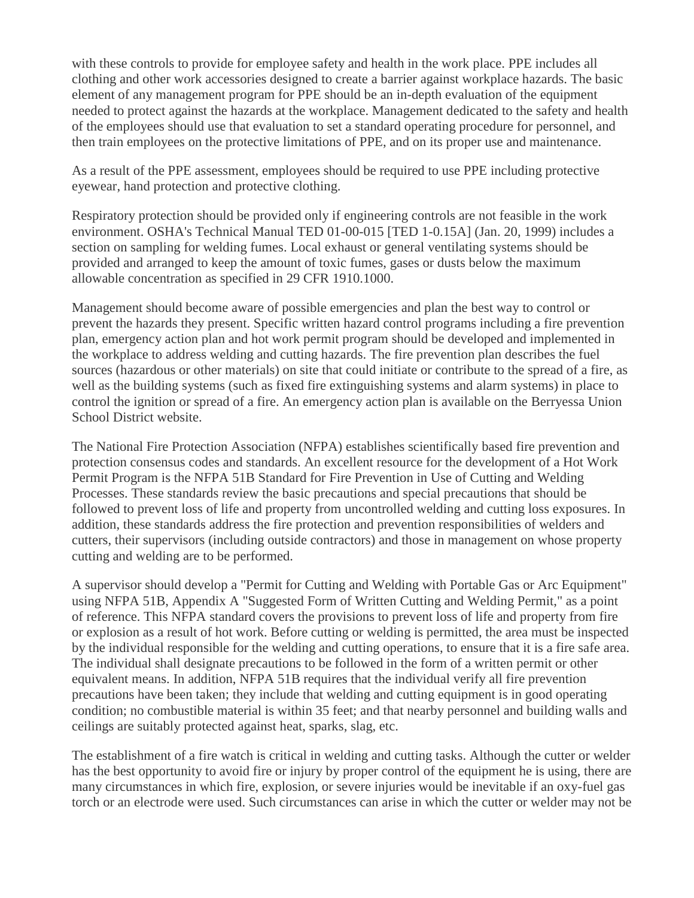with these controls to provide for employee safety and health in the work place. PPE includes all clothing and other work accessories designed to create a barrier against workplace hazards. The basic element of any management program for PPE should be an in-depth evaluation of the equipment needed to protect against the hazards at the workplace. Management dedicated to the safety and health of the employees should use that evaluation to set a standard operating procedure for personnel, and then train employees on the protective limitations of PPE, and on its proper use and maintenance.

As a result of the PPE assessment, employees should be required to use PPE including protective eyewear, hand protection and protective clothing.

Respiratory protection should be provided only if engineering controls are not feasible in the work environment. OSHA's Technical Manual TED 01-00-015 [TED 1-0.15A] (Jan. 20, 1999) includes a section on sampling for welding fumes. Local exhaust or general ventilating systems should be provided and arranged to keep the amount of toxic fumes, gases or dusts below the maximum allowable concentration as specified in 29 CFR 1910.1000.

Management should become aware of possible emergencies and plan the best way to control or prevent the hazards they present. Specific written hazard control programs including a fire prevention plan, emergency action plan and hot work permit program should be developed and implemented in the workplace to address welding and cutting hazards. The fire prevention plan describes the fuel sources (hazardous or other materials) on site that could initiate or contribute to the spread of a fire, as well as the building systems (such as fixed fire extinguishing systems and alarm systems) in place to control the ignition or spread of a fire. An emergency action plan is available on the Berryessa Union School District website.

The National Fire Protection Association (NFPA) establishes scientifically based fire prevention and protection consensus codes and standards. An excellent resource for the development of a Hot Work Permit Program is the NFPA 51B Standard for Fire Prevention in Use of Cutting and Welding Processes. These standards review the basic precautions and special precautions that should be followed to prevent loss of life and property from uncontrolled welding and cutting loss exposures. In addition, these standards address the fire protection and prevention responsibilities of welders and cutters, their supervisors (including outside contractors) and those in management on whose property cutting and welding are to be performed.

A supervisor should develop a "Permit for Cutting and Welding with Portable Gas or Arc Equipment" using NFPA 51B, Appendix A "Suggested Form of Written Cutting and Welding Permit," as a point of reference. This NFPA standard covers the provisions to prevent loss of life and property from fire or explosion as a result of hot work. Before cutting or welding is permitted, the area must be inspected by the individual responsible for the welding and cutting operations, to ensure that it is a fire safe area. The individual shall designate precautions to be followed in the form of a written permit or other equivalent means. In addition, NFPA 51B requires that the individual verify all fire prevention precautions have been taken; they include that welding and cutting equipment is in good operating condition; no combustible material is within 35 feet; and that nearby personnel and building walls and ceilings are suitably protected against heat, sparks, slag, etc.

The establishment of a fire watch is critical in welding and cutting tasks. Although the cutter or welder has the best opportunity to avoid fire or injury by proper control of the equipment he is using, there are many circumstances in which fire, explosion, or severe injuries would be inevitable if an oxy-fuel gas torch or an electrode were used. Such circumstances can arise in which the cutter or welder may not be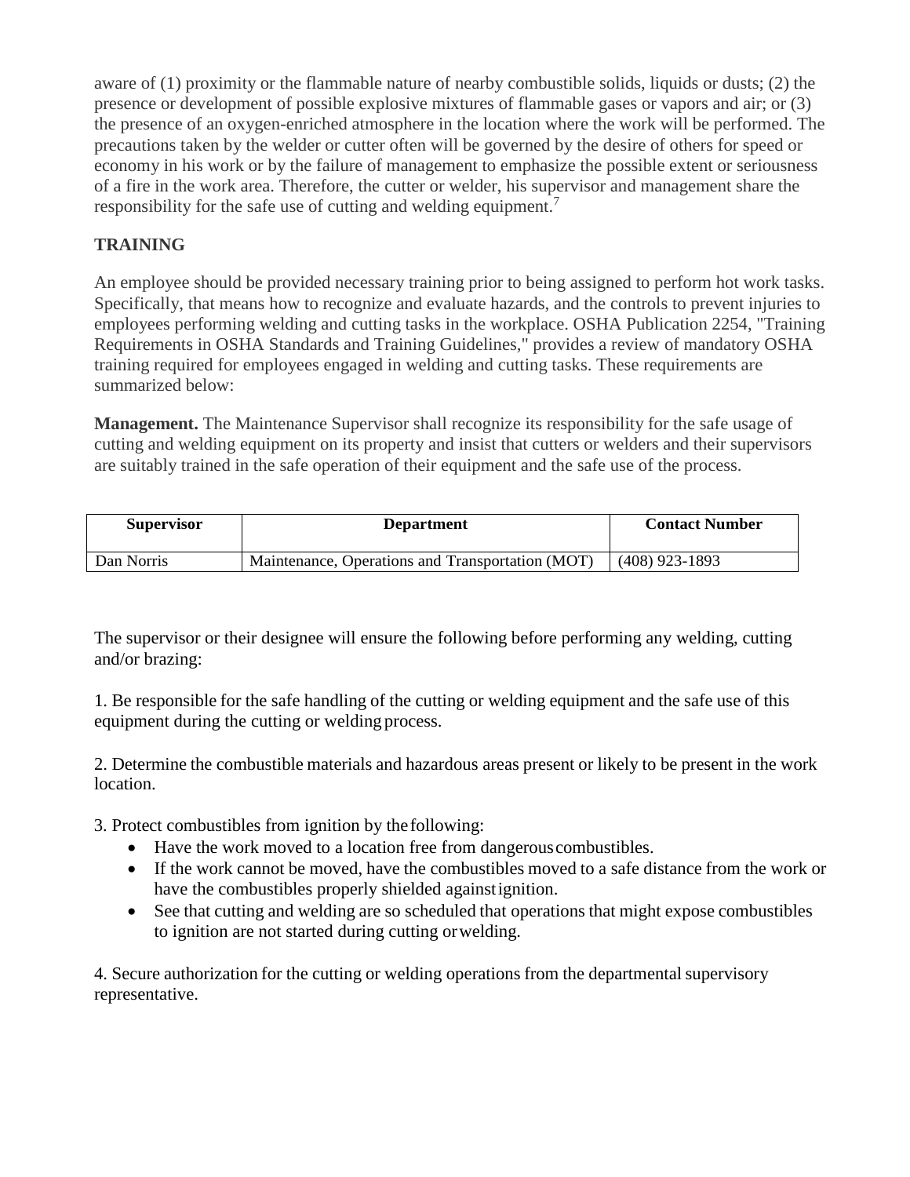aware of (1) proximity or the flammable nature of nearby combustible solids, liquids or dusts; (2) the presence or development of possible explosive mixtures of flammable gases or vapors and air; or (3) the presence of an oxygen-enriched atmosphere in the location where the work will be performed. The precautions taken by the welder or cutter often will be governed by the desire of others for speed or economy in his work or by the failure of management to emphasize the possible extent or seriousness of a fire in the work area. Therefore, the cutter or welder, his supervisor and management share the responsibility for the safe use of cutting and welding equipment.[7]

## TRAINING

An employee should be provided necessary training prior to being assigned to perform hot work tasks. Specifically, that means how to recognize and evaluate hazards, and the controls to prevent injuries to employees performing welding and cutting tasks in the workplace. OSHA Publication 2254, "Training Requirements in OSHA Standards and Training Guidelines," provides a review of mandatory OSHA training required for employees engaged in welding and cutting tasks. These requirements are summarized below:

**Management.** The Maintenance Supervisor shall recognize its responsibility for the safe usage of cutting and welding equipment on its property and insist that cutters or welders and their supervisors are suitably trained in the safe operation of their equipment and the safe use of the process.

| Supervisor | Department | Contact Number |
|---|---|---|
| Dan Norris | Maintenance, Operations and Transportation (MOT) | (408) 923-1893 |

The supervisor or their designee will ensure the following before performing any welding, cutting and/or brazing:

1. Be responsible for the safe handling of the cutting or welding equipment and the safe use of this equipment during the cutting or welding process.

2. Determine the combustible materials and hazardous areas present or likely to be present in the work location.

3. Protect combustibles from ignition by the following:
   - Have the work moved to a location free from dangerous combustibles.
   - If the work cannot be moved, have the combustibles moved to a safe distance from the work or have the combustibles properly shielded against ignition.
   - See that cutting and welding are so scheduled that operations that might expose combustibles to ignition are not started during cutting or welding.

4. Secure authorization for the cutting or welding operations from the departmental supervisory representative.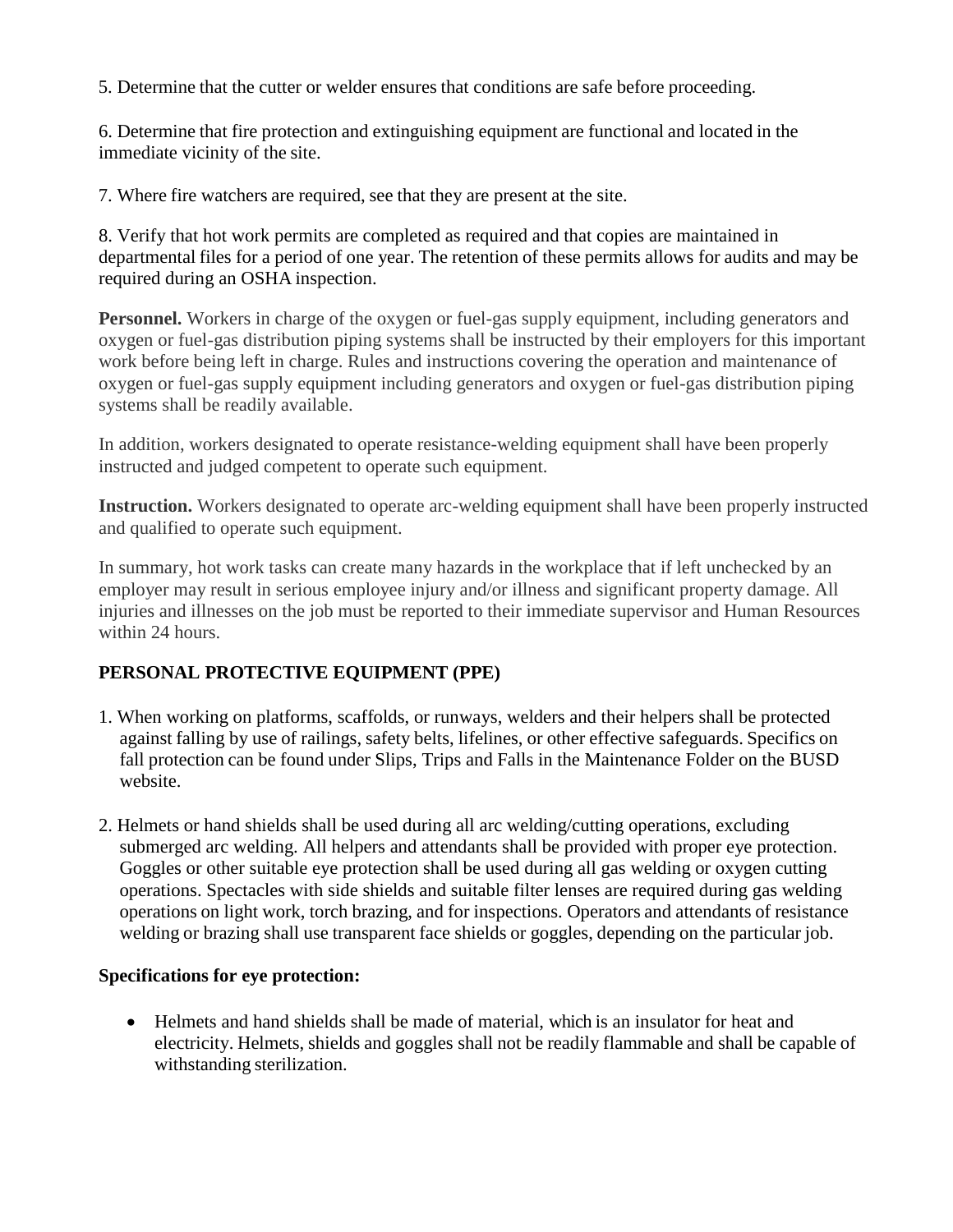5. Determine that the cutter or welder ensures that conditions are safe before proceeding.

6. Determine that fire protection and extinguishing equipment are functional and located in the immediate vicinity of the site.

7. Where fire watchers are required, see that they are present at the site.

8. Verify that hot work permits are completed as required and that copies are maintained in departmental files for a period of one year. The retention of these permits allows for audits and may be required during an OSHA inspection.

**Personnel.** Workers in charge of the oxygen or fuel-gas supply equipment, including generators and oxygen or fuel-gas distribution piping systems shall be instructed by their employers for this important work before being left in charge. Rules and instructions covering the operation and maintenance of oxygen or fuel-gas supply equipment including generators and oxygen or fuel-gas distribution piping systems shall be readily available.

In addition, workers designated to operate resistance-welding equipment shall have been properly instructed and judged competent to operate such equipment.

**Instruction.** Workers designated to operate arc-welding equipment shall have been properly instructed and qualified to operate such equipment.

In summary, hot work tasks can create many hazards in the workplace that if left unchecked by an employer may result in serious employee injury and/or illness and significant property damage. All injuries and illnesses on the job must be reported to their immediate supervisor and Human Resources within 24 hours.

## PERSONAL PROTECTIVE EQUIPMENT (PPE)

1. When working on platforms, scaffolds, or runways, welders and their helpers shall be protected against falling by use of railings, safety belts, lifelines, or other effective safeguards. Specifics on fall protection can be found under Slips, Trips and Falls in the Maintenance Folder on the BUSD website.

2. Helmets or hand shields shall be used during all arc welding/cutting operations, excluding submerged arc welding. All helpers and attendants shall be provided with proper eye protection. Goggles or other suitable eye protection shall be used during all gas welding or oxygen cutting operations. Spectacles with side shields and suitable filter lenses are required during gas welding operations on light work, torch brazing, and for inspections. Operators and attendants of resistance welding or brazing shall use transparent face shields or goggles, depending on the particular job.

**Specifications for eye protection:**

- Helmets and hand shields shall be made of material, which is an insulator for heat and electricity. Helmets, shields and goggles shall not be readily flammable and shall be capable of withstanding sterilization.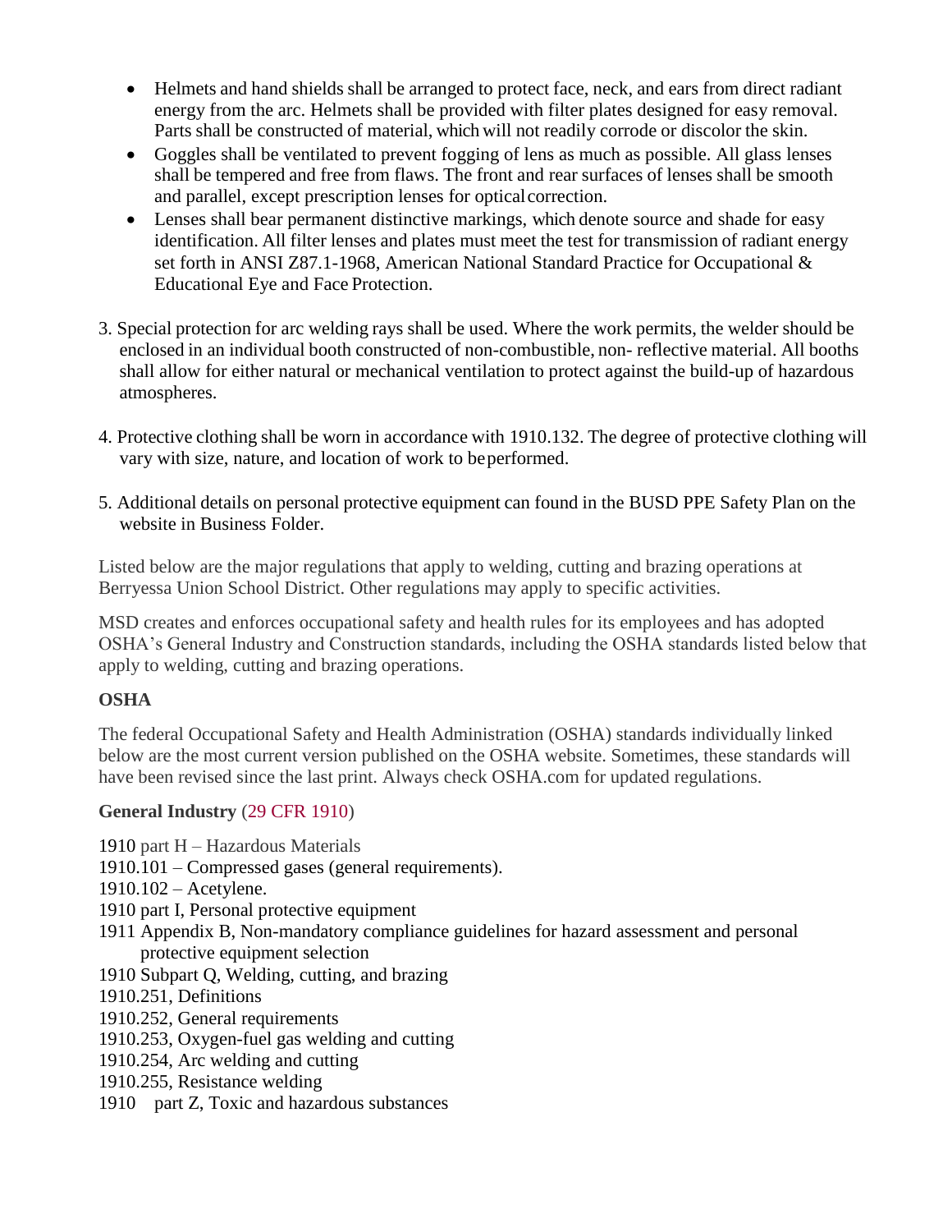- Helmets and hand shields shall be arranged to protect face, neck, and ears from direct radiant energy from the arc. Helmets shall be provided with filter plates designed for easy removal. Parts shall be constructed of material, which will not readily corrode or discolor the skin.
- Goggles shall be ventilated to prevent fogging of lens as much as possible. All glass lenses shall be tempered and free from flaws. The front and rear surfaces of lenses shall be smooth and parallel, except prescription lenses for optical correction.
- Lenses shall bear permanent distinctive markings, which denote source and shade for easy identification. All filter lenses and plates must meet the test for transmission of radiant energy set forth in ANSI Z87.1-1968, American National Standard Practice for Occupational & Educational Eye and Face Protection.

3. Special protection for arc welding rays shall be used. Where the work permits, the welder should be enclosed in an individual booth constructed of non-combustible, non- reflective material. All booths shall allow for either natural or mechanical ventilation to protect against the build-up of hazardous atmospheres.

4. Protective clothing shall be worn in accordance with 1910.132. The degree of protective clothing will vary with size, nature, and location of work to be performed.

5. Additional details on personal protective equipment can found in the BUSD PPE Safety Plan on the website in Business Folder.

Listed below are the major regulations that apply to welding, cutting and brazing operations at Berryessa Union School District. Other regulations may apply to specific activities.

MSD creates and enforces occupational safety and health rules for its employees and has adopted OSHA's General Industry and Construction standards, including the OSHA standards listed below that apply to welding, cutting and brazing operations.

**OSHA**

The federal Occupational Safety and Health Administration (OSHA) standards individually linked below are the most current version published on the OSHA website. Sometimes, these standards will have been revised since the last print. Always check OSHA.com for updated regulations.

**General Industry** (29 CFR 1910)

1910 part H – Hazardous Materials
1910.101 – Compressed gases (general requirements).
1910.102 – Acetylene.
1910 part I, Personal protective equipment
1911 Appendix B, Non-mandatory compliance guidelines for hazard assessment and personal protective equipment selection
1910 Subpart Q, Welding, cutting, and brazing
1910.251, Definitions
1910.252, General requirements
1910.253, Oxygen-fuel gas welding and cutting
1910.254, Arc welding and cutting
1910.255, Resistance welding
1910 part Z, Toxic and hazardous substances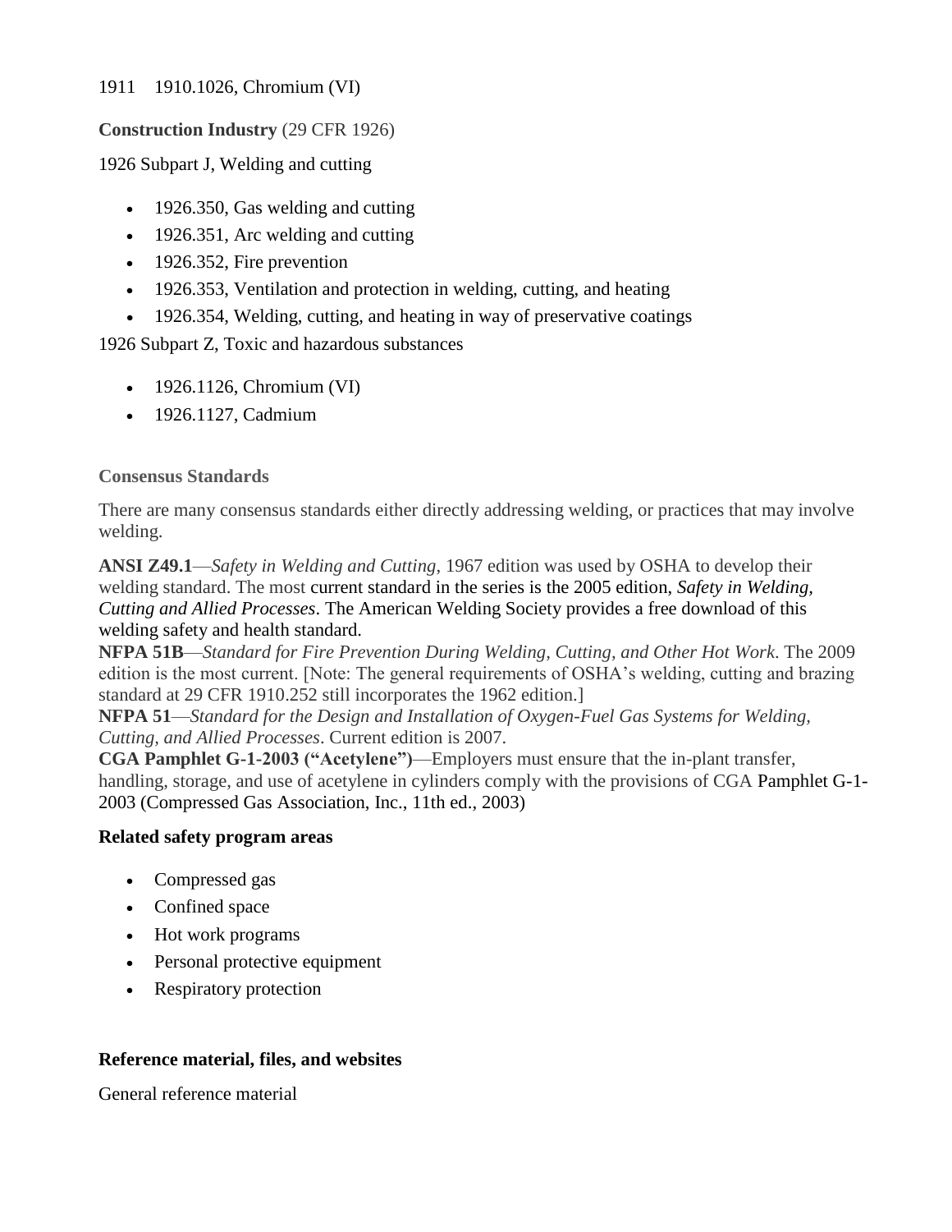1911 1910.1026, Chromium (VI)

**Construction Industry** (29 CFR 1926)

1926 Subpart J, Welding and cutting

- 1926.350, Gas welding and cutting
- 1926.351, Arc welding and cutting
- 1926.352, Fire prevention
- 1926.353, Ventilation and protection in welding, cutting, and heating
- 1926.354, Welding, cutting, and heating in way of preservative coatings

1926 Subpart Z, Toxic and hazardous substances

- 1926.1126, Chromium (VI)
- 1926.1127, Cadmium

**Consensus Standards**

There are many consensus standards either directly addressing welding, or practices that may involve welding.

**ANSI Z49.1**—*Safety in Welding and Cutting*, 1967 edition was used by OSHA to develop their welding standard. The most current standard in the series is the 2005 edition, *Safety in Welding, Cutting and Allied Processes*. The American Welding Society provides a free download of this welding safety and health standard.
**NFPA 51B**—*Standard for Fire Prevention During Welding, Cutting, and Other Hot Work*. The 2009 edition is the most current. [Note: The general requirements of OSHA's welding, cutting and brazing standard at 29 CFR 1910.252 still incorporates the 1962 edition.]
**NFPA 51**—*Standard for the Design and Installation of Oxygen-Fuel Gas Systems for Welding, Cutting, and Allied Processes*. Current edition is 2007.
**CGA Pamphlet G-1-2003 ("Acetylene")**—Employers must ensure that the in-plant transfer, handling, storage, and use of acetylene in cylinders comply with the provisions of CGA Pamphlet G-1-2003 (Compressed Gas Association, Inc., 11th ed., 2003)

**Related safety program areas**

- Compressed gas
- Confined space
- Hot work programs
- Personal protective equipment
- Respiratory protection

**Reference material, files, and websites**

General reference material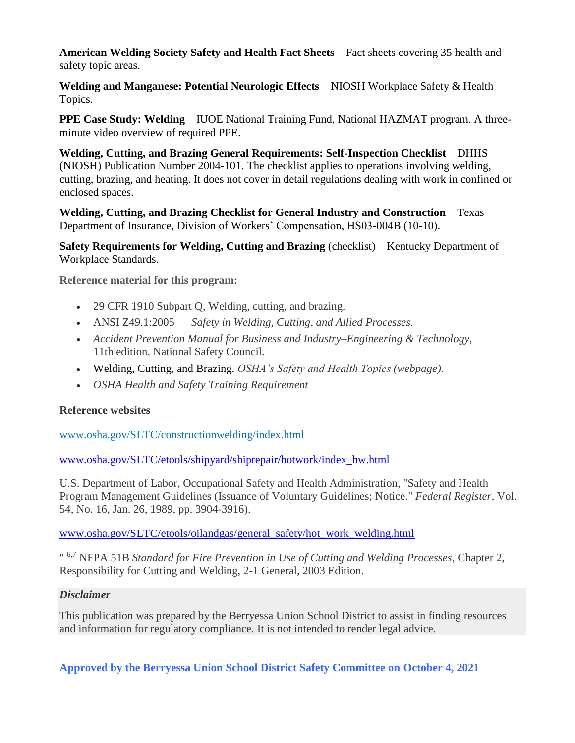**American Welding Society Safety and Health Fact Sheets**—Fact sheets covering 35 health and safety topic areas.

**Welding and Manganese: Potential Neurologic Effects**—NIOSH Workplace Safety & Health Topics.

**PPE Case Study: Welding**—IUOE National Training Fund, National HAZMAT program. A three-minute video overview of required PPE.

**Welding, Cutting, and Brazing General Requirements: Self-Inspection Checklist**—DHHS (NIOSH) Publication Number 2004-101. The checklist applies to operations involving welding, cutting, brazing, and heating. It does not cover in detail regulations dealing with work in confined or enclosed spaces.

**Welding, Cutting, and Brazing Checklist for General Industry and Construction**—Texas Department of Insurance, Division of Workers' Compensation, HS03-004B (10-10).

**Safety Requirements for Welding, Cutting and Brazing** (checklist)—Kentucky Department of Workplace Standards.

**Reference material for this program:**

- 29 CFR 1910 Subpart Q, Welding, cutting, and brazing.
- ANSI Z49.1:2005 — *Safety in Welding, Cutting, and Allied Processes*.
- *Accident Prevention Manual for Business and Industry–Engineering & Technology*, 11th edition. National Safety Council.
- Welding, Cutting, and Brazing. *OSHA's Safety and Health Topics (webpage)*.
- *OSHA Health and Safety Training Requirement*

**Reference websites**

www.osha.gov/SLTC/constructionwelding/index.html

www.osha.gov/SLTC/etools/shipyard/shiprepair/hotwork/index_hw.html

U.S. Department of Labor, Occupational Safety and Health Administration, "Safety and Health Program Management Guidelines (Issuance of Voluntary Guidelines; Notice." *Federal Register*, Vol. 54, No. 16, Jan. 26, 1989, pp. 3904-3916).

www.osha.gov/SLTC/etools/oilandgas/general_safety/hot_work_welding.html

" [6,7] NFPA 51B *Standard for Fire Prevention in Use of Cutting and Welding Processes*, Chapter 2, Responsibility for Cutting and Welding, 2-1 General, 2003 Edition.

***Disclaimer***

This publication was prepared by the Berryessa Union School District to assist in finding resources and information for regulatory compliance. It is not intended to render legal advice.

**Approved by the Berryessa Union School District Safety Committee on October 4, 2021**